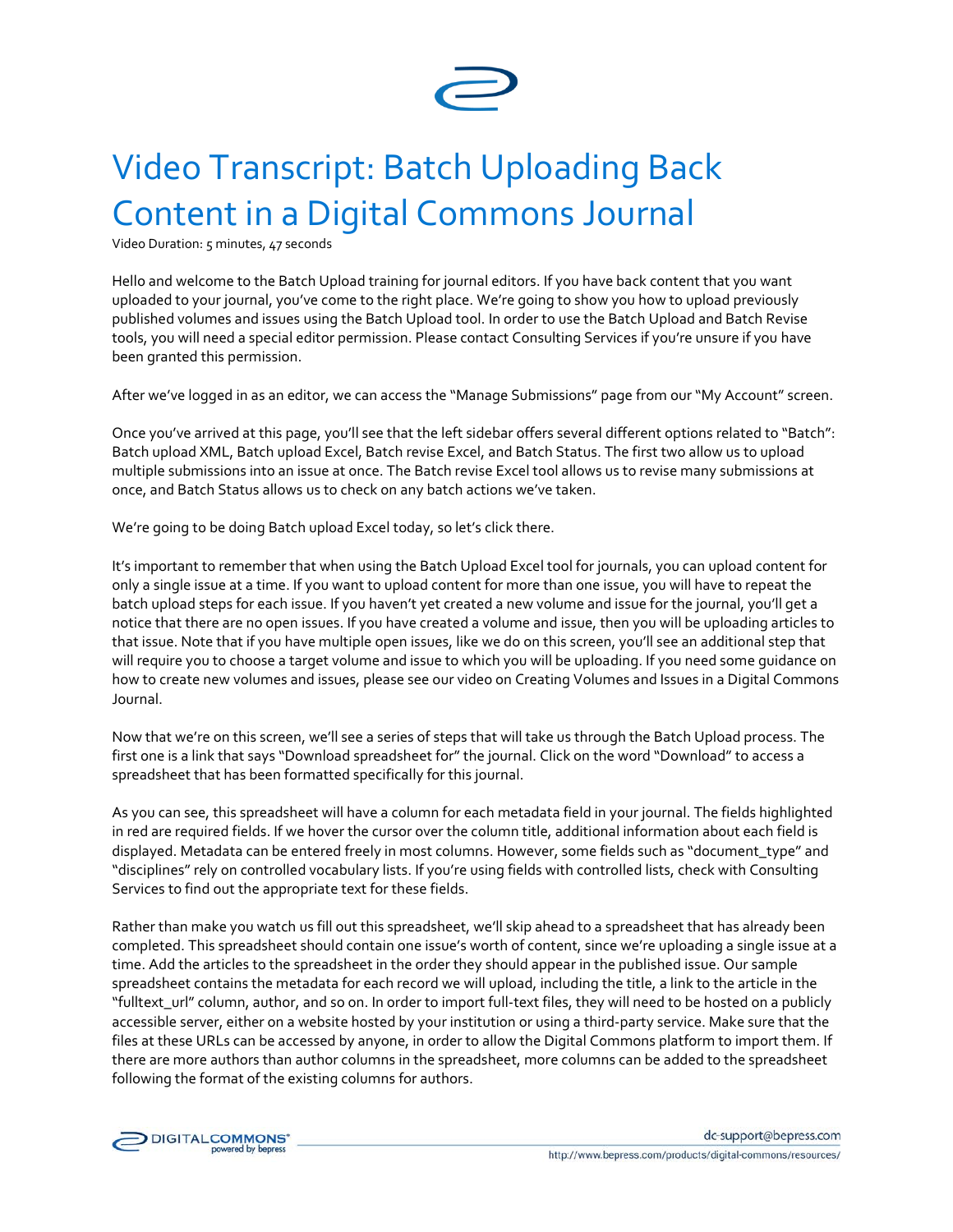# Video Transcript: Batch Uploading Back Content in a Digital Commons Journal

Video Duration: 5 minutes, 47 seconds

Hello and welcome to the Batch Upload training for journal editors. If you have back content that you want uploaded to your journal, you've come to the right place. We're going to show you how to upload previously published volumes and issues using the Batch Upload tool. In order to use the Batch Upload and Batch Revise tools, you will need a special editor permission. Please contact Consulting Services if you're unsure if you have been granted this permission.

After we've logged in as an editor, we can access the "Manage Submissions" page from our "My Account" screen.

Once you've arrived at this page, you'll see that the left sidebar offers several different options related to "Batch": Batch upload XML, Batch upload Excel, Batch revise Excel, and Batch Status. The first two allow us to upload multiple submissions into an issue at once. The Batch revise Excel tool allows us to revise many submissions at once, and Batch Status allows us to check on any batch actions we've taken.

We're going to be doing Batch upload Excel today, so let's click there.

It's important to remember that when using the Batch Upload Excel tool for journals, you can upload content for only a single issue at a time. If you want to upload content for more than one issue, you will have to repeat the batch upload steps for each issue. If you haven't yet created a new volume and issue for the journal, you'll get a notice that there are no open issues. If you have created a volume and issue, then you will be uploading articles to that issue. Note that if you have multiple open issues, like we do on this screen, you'll see an additional step that will require you to choose a target volume and issue to which you will be uploading. If you need some guidance on how to create new volumes and issues, please see our video on Creating Volumes and Issues in a Digital Commons Journal.

Now that we're on this screen, we'll see a series of steps that will take us through the Batch Upload process. The first one is a link that says "Download spreadsheet for" the journal. Click on the word "Download" to access a spreadsheet that has been formatted specifically for this journal.

As you can see, this spreadsheet will have a column for each metadata field in your journal. The fields highlighted in red are required fields. If we hover the cursor over the column title, additional information about each field is displayed. Metadata can be entered freely in most columns. However, some fields such as "document_type" and "disciplines" rely on controlled vocabulary lists. If you're using fields with controlled lists, check with Consulting Services to find out the appropriate text for these fields.

Rather than make you watch us fill out this spreadsheet, we'll skip ahead to a spreadsheet that has already been completed. This spreadsheet should contain one issue's worth of content, since we're uploading a single issue at a time. Add the articles to the spreadsheet in the order they should appear in the published issue. Our sample spreadsheet contains the metadata for each record we will upload, including the title, a link to the article in the "fulltext_url" column, author, and so on. In order to import full-text files, they will need to be hosted on a publicly accessible server, either on a website hosted by your institution or using a third-party service. Make sure that the files at these URLs can be accessed by anyone, in order to allow the Digital Commons platform to import them. If there are more authors than author columns in the spreadsheet, more columns can be added to the spreadsheet following the format of the existing columns for authors.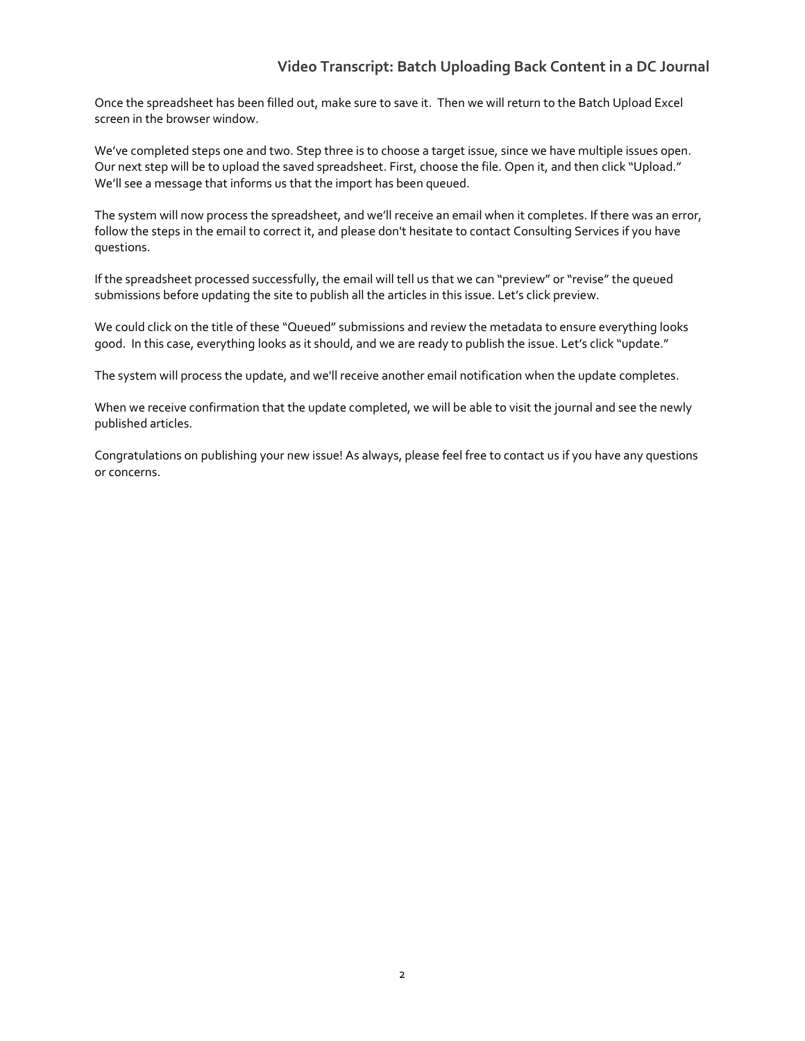Once the spreadsheet has been filled out, make sure to save it. Then we will return to the Batch Upload Excel screen in the browser window.

We've completed steps one and two. Step three is to choose a target issue, since we have multiple issues open. Our next step will be to upload the saved spreadsheet. First, choose the file. Open it, and then click "Upload." We'll see a message that informs us that the import has been queued.

The system will now process the spreadsheet, and we'll receive an email when it completes. If there was an error, follow the steps in the email to correct it, and please don't hesitate to contact Consulting Services if you have questions.

If the spreadsheet processed successfully, the email will tell us that we can "preview" or "revise" the queued submissions before updating the site to publish all the articles in this issue. Let's click preview.

We could click on the title of these "Queued" submissions and review the metadata to ensure everything looks good. In this case, everything looks as it should, and we are ready to publish the issue. Let's click "update."

The system will process the update, and we'll receive another email notification when the update completes.

When we receive confirmation that the update completed, we will be able to visit the journal and see the newly published articles.

Congratulations on publishing your new issue! As always, please feel free to contact us if you have any questions or concerns.